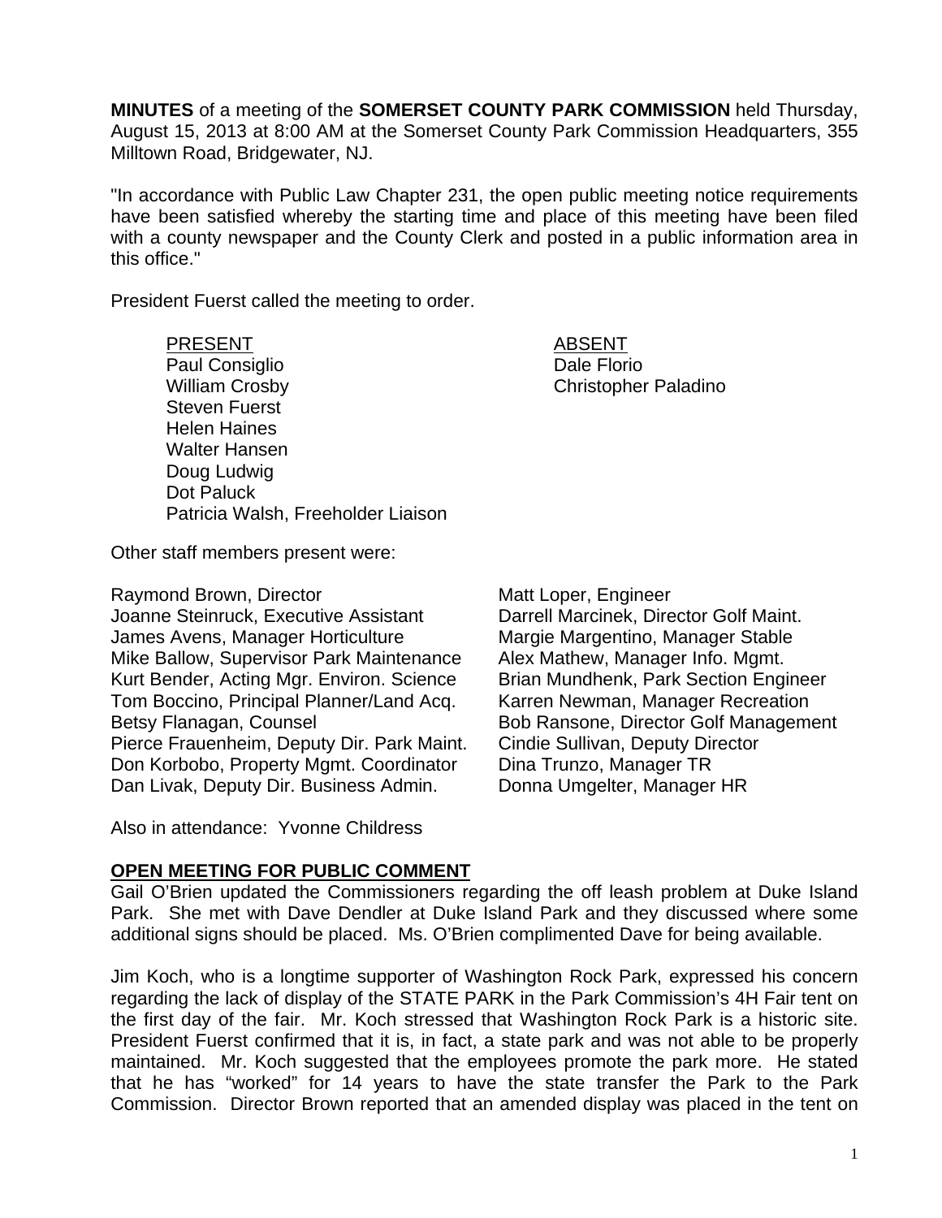**MINUTES** of a meeting of the **SOMERSET COUNTY PARK COMMISSION** held Thursday, August 15, 2013 at 8:00 AM at the Somerset County Park Commission Headquarters, 355 Milltown Road, Bridgewater, NJ.

"In accordance with Public Law Chapter 231, the open public meeting notice requirements have been satisfied whereby the starting time and place of this meeting have been filed with a county newspaper and the County Clerk and posted in a public information area in this office."

President Fuerst called the meeting to order.

| PRESENT | ABSENT |
|---|---|
| Paul Consiglio | Dale Florio |
| William Crosby | Christopher Paladino |
| Steven Fuerst | |
| Helen Haines | |
| Walter Hansen | |
| Doug Ludwig | |
| Dot Paluck | |
| Patricia Walsh, Freeholder Liaison | |

Other staff members present were:

Raymond Brown, Director
Joanne Steinruck, Executive Assistant
James Avens, Manager Horticulture
Mike Ballow, Supervisor Park Maintenance
Kurt Bender, Acting Mgr. Environ. Science
Tom Boccino, Principal Planner/Land Acq.
Betsy Flanagan, Counsel
Pierce Frauenheim, Deputy Dir. Park Maint.
Don Korbobo, Property Mgmt. Coordinator
Dan Livak, Deputy Dir. Business Admin.
Matt Loper, Engineer
Darrell Marcinek, Director Golf Maint.
Margie Margentino, Manager Stable
Alex Mathew, Manager Info. Mgmt.
Brian Mundhenk, Park Section Engineer
Karren Newman, Manager Recreation
Bob Ransone, Director Golf Management
Cindie Sullivan, Deputy Director
Dina Trunzo, Manager TR
Donna Umgelter, Manager HR

Also in attendance: Yvonne Childress

## OPEN MEETING FOR PUBLIC COMMENT

Gail O'Brien updated the Commissioners regarding the off leash problem at Duke Island Park. She met with Dave Dendler at Duke Island Park and they discussed where some additional signs should be placed. Ms. O'Brien complimented Dave for being available.

Jim Koch, who is a longtime supporter of Washington Rock Park, expressed his concern regarding the lack of display of the STATE PARK in the Park Commission's 4H Fair tent on the first day of the fair. Mr. Koch stressed that Washington Rock Park is a historic site. President Fuerst confirmed that it is, in fact, a state park and was not able to be properly maintained. Mr. Koch suggested that the employees promote the park more. He stated that he has "worked" for 14 years to have the state transfer the Park to the Park Commission. Director Brown reported that an amended display was placed in the tent on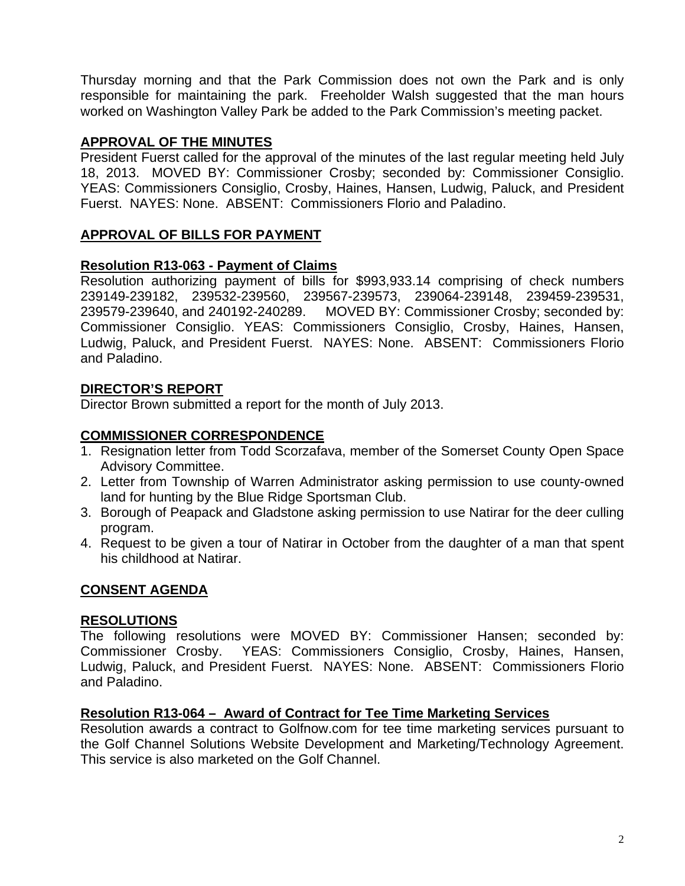Thursday morning and that the Park Commission does not own the Park and is only responsible for maintaining the park. Freeholder Walsh suggested that the man hours worked on Washington Valley Park be added to the Park Commission's meeting packet.

## APPROVAL OF THE MINUTES

President Fuerst called for the approval of the minutes of the last regular meeting held July 18, 2013. MOVED BY: Commissioner Crosby; seconded by: Commissioner Consiglio. YEAS: Commissioners Consiglio, Crosby, Haines, Hansen, Ludwig, Paluck, and President Fuerst. NAYES: None. ABSENT: Commissioners Florio and Paladino.

## APPROVAL OF BILLS FOR PAYMENT

### Resolution R13-063 - Payment of Claims

Resolution authorizing payment of bills for $993,933.14 comprising of check numbers 239149-239182, 239532-239560, 239567-239573, 239064-239148, 239459-239531, 239579-239640, and 240192-240289. MOVED BY: Commissioner Crosby; seconded by: Commissioner Consiglio. YEAS: Commissioners Consiglio, Crosby, Haines, Hansen, Ludwig, Paluck, and President Fuerst. NAYES: None. ABSENT: Commissioners Florio and Paladino.

## DIRECTOR'S REPORT

Director Brown submitted a report for the month of July 2013.

## COMMISSIONER CORRESPONDENCE

1. Resignation letter from Todd Scorzafava, member of the Somerset County Open Space Advisory Committee.
2. Letter from Township of Warren Administrator asking permission to use county-owned land for hunting by the Blue Ridge Sportsman Club.
3. Borough of Peapack and Gladstone asking permission to use Natirar for the deer culling program.
4. Request to be given a tour of Natirar in October from the daughter of a man that spent his childhood at Natirar.

## CONSENT AGENDA

## RESOLUTIONS

The following resolutions were MOVED BY: Commissioner Hansen; seconded by: Commissioner Crosby. YEAS: Commissioners Consiglio, Crosby, Haines, Hansen, Ludwig, Paluck, and President Fuerst. NAYES: None. ABSENT: Commissioners Florio and Paladino.

### Resolution R13-064 – Award of Contract for Tee Time Marketing Services

Resolution awards a contract to Golfnow.com for tee time marketing services pursuant to the Golf Channel Solutions Website Development and Marketing/Technology Agreement. This service is also marketed on the Golf Channel.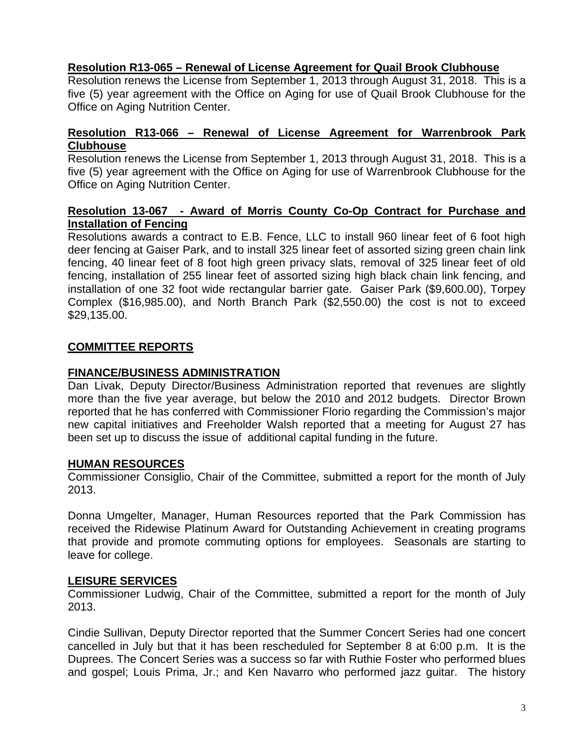**Resolution R13-065 – Renewal of License Agreement for Quail Brook Clubhouse**

Resolution renews the License from September 1, 2013 through August 31, 2018. This is a five (5) year agreement with the Office on Aging for use of Quail Brook Clubhouse for the Office on Aging Nutrition Center.

**Resolution R13-066 – Renewal of License Agreement for Warrenbrook Park Clubhouse**

Resolution renews the License from September 1, 2013 through August 31, 2018. This is a five (5) year agreement with the Office on Aging for use of Warrenbrook Clubhouse for the Office on Aging Nutrition Center.

**Resolution 13-067 - Award of Morris County Co-Op Contract for Purchase and Installation of Fencing**

Resolutions awards a contract to E.B. Fence, LLC to install 960 linear feet of 6 foot high deer fencing at Gaiser Park, and to install 325 linear feet of assorted sizing green chain link fencing, 40 linear feet of 8 foot high green privacy slats, removal of 325 linear feet of old fencing, installation of 255 linear feet of assorted sizing high black chain link fencing, and installation of one 32 foot wide rectangular barrier gate. Gaiser Park ($9,600.00), Torpey Complex ($16,985.00), and North Branch Park ($2,550.00) the cost is not to exceed $29,135.00.

## COMMITTEE REPORTS

### FINANCE/BUSINESS ADMINISTRATION

Dan Livak, Deputy Director/Business Administration reported that revenues are slightly more than the five year average, but below the 2010 and 2012 budgets. Director Brown reported that he has conferred with Commissioner Florio regarding the Commission's major new capital initiatives and Freeholder Walsh reported that a meeting for August 27 has been set up to discuss the issue of additional capital funding in the future.

### HUMAN RESOURCES

Commissioner Consiglio, Chair of the Committee, submitted a report for the month of July 2013.

Donna Umgelter, Manager, Human Resources reported that the Park Commission has received the Ridewise Platinum Award for Outstanding Achievement in creating programs that provide and promote commuting options for employees. Seasonals are starting to leave for college.

### LEISURE SERVICES

Commissioner Ludwig, Chair of the Committee, submitted a report for the month of July 2013.

Cindie Sullivan, Deputy Director reported that the Summer Concert Series had one concert cancelled in July but that it has been rescheduled for September 8 at 6:00 p.m. It is the Duprees. The Concert Series was a success so far with Ruthie Foster who performed blues and gospel; Louis Prima, Jr.; and Ken Navarro who performed jazz guitar. The history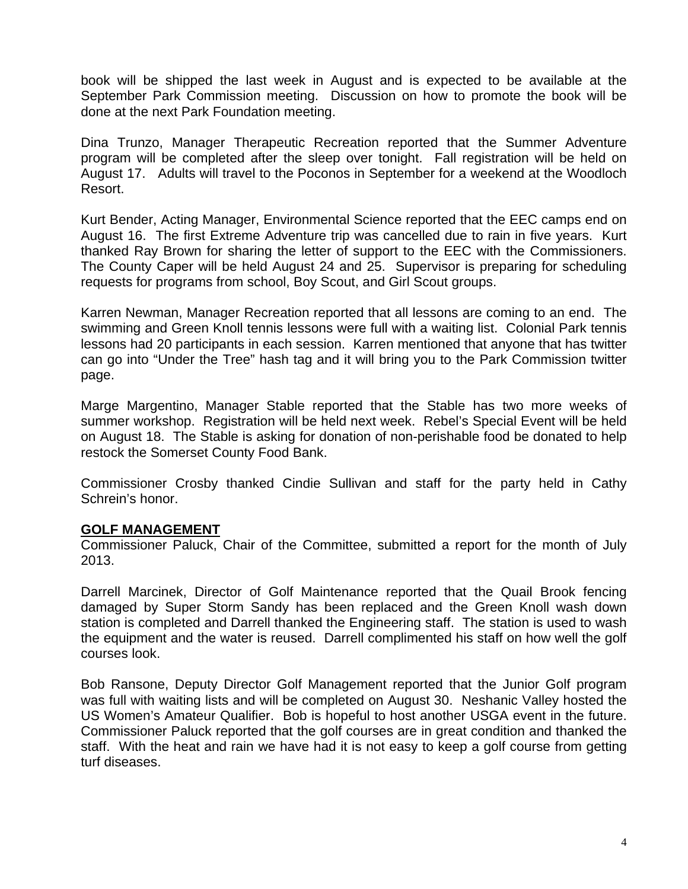book will be shipped the last week in August and is expected to be available at the September Park Commission meeting. Discussion on how to promote the book will be done at the next Park Foundation meeting.

Dina Trunzo, Manager Therapeutic Recreation reported that the Summer Adventure program will be completed after the sleep over tonight. Fall registration will be held on August 17. Adults will travel to the Poconos in September for a weekend at the Woodloch Resort.

Kurt Bender, Acting Manager, Environmental Science reported that the EEC camps end on August 16. The first Extreme Adventure trip was cancelled due to rain in five years. Kurt thanked Ray Brown for sharing the letter of support to the EEC with the Commissioners. The County Caper will be held August 24 and 25. Supervisor is preparing for scheduling requests for programs from school, Boy Scout, and Girl Scout groups.

Karren Newman, Manager Recreation reported that all lessons are coming to an end. The swimming and Green Knoll tennis lessons were full with a waiting list. Colonial Park tennis lessons had 20 participants in each session. Karren mentioned that anyone that has twitter can go into "Under the Tree" hash tag and it will bring you to the Park Commission twitter page.

Marge Margentino, Manager Stable reported that the Stable has two more weeks of summer workshop. Registration will be held next week. Rebel's Special Event will be held on August 18. The Stable is asking for donation of non-perishable food be donated to help restock the Somerset County Food Bank.

Commissioner Crosby thanked Cindie Sullivan and staff for the party held in Cathy Schrein's honor.

**GOLF MANAGEMENT**

Commissioner Paluck, Chair of the Committee, submitted a report for the month of July 2013.

Darrell Marcinek, Director of Golf Maintenance reported that the Quail Brook fencing damaged by Super Storm Sandy has been replaced and the Green Knoll wash down station is completed and Darrell thanked the Engineering staff. The station is used to wash the equipment and the water is reused. Darrell complimented his staff on how well the golf courses look.

Bob Ransone, Deputy Director Golf Management reported that the Junior Golf program was full with waiting lists and will be completed on August 30. Neshanic Valley hosted the US Women's Amateur Qualifier. Bob is hopeful to host another USGA event in the future. Commissioner Paluck reported that the golf courses are in great condition and thanked the staff. With the heat and rain we have had it is not easy to keep a golf course from getting turf diseases.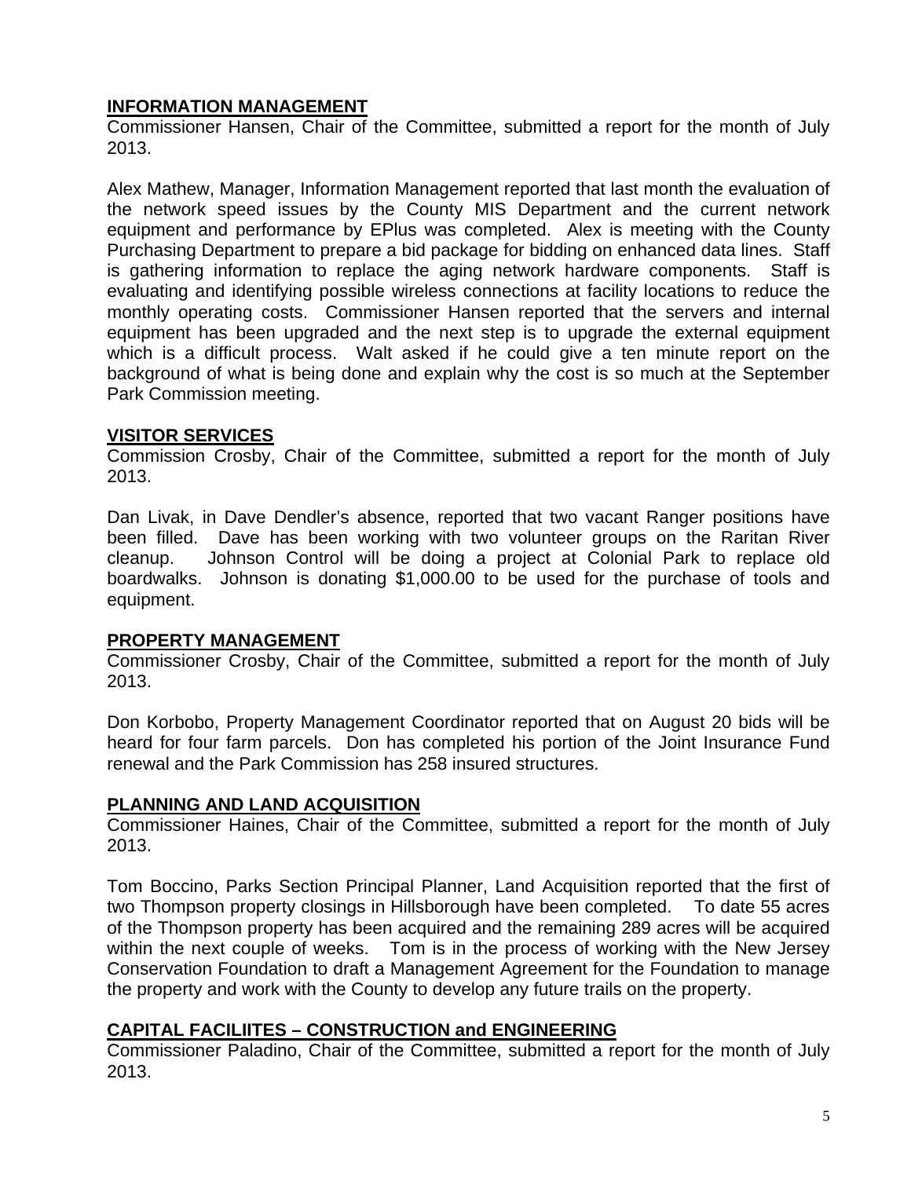## INFORMATION MANAGEMENT

Commissioner Hansen, Chair of the Committee, submitted a report for the month of July 2013.

Alex Mathew, Manager, Information Management reported that last month the evaluation of the network speed issues by the County MIS Department and the current network equipment and performance by EPlus was completed. Alex is meeting with the County Purchasing Department to prepare a bid package for bidding on enhanced data lines. Staff is gathering information to replace the aging network hardware components. Staff is evaluating and identifying possible wireless connections at facility locations to reduce the monthly operating costs. Commissioner Hansen reported that the servers and internal equipment has been upgraded and the next step is to upgrade the external equipment which is a difficult process. Walt asked if he could give a ten minute report on the background of what is being done and explain why the cost is so much at the September Park Commission meeting.

## VISITOR SERVICES

Commission Crosby, Chair of the Committee, submitted a report for the month of July 2013.

Dan Livak, in Dave Dendler's absence, reported that two vacant Ranger positions have been filled. Dave has been working with two volunteer groups on the Raritan River cleanup. Johnson Control will be doing a project at Colonial Park to replace old boardwalks. Johnson is donating $1,000.00 to be used for the purchase of tools and equipment.

## PROPERTY MANAGEMENT

Commissioner Crosby, Chair of the Committee, submitted a report for the month of July 2013.

Don Korbobo, Property Management Coordinator reported that on August 20 bids will be heard for four farm parcels. Don has completed his portion of the Joint Insurance Fund renewal and the Park Commission has 258 insured structures.

## PLANNING AND LAND ACQUISITION

Commissioner Haines, Chair of the Committee, submitted a report for the month of July 2013.

Tom Boccino, Parks Section Principal Planner, Land Acquisition reported that the first of two Thompson property closings in Hillsborough have been completed. To date 55 acres of the Thompson property has been acquired and the remaining 289 acres will be acquired within the next couple of weeks. Tom is in the process of working with the New Jersey Conservation Foundation to draft a Management Agreement for the Foundation to manage the property and work with the County to develop any future trails on the property.

## CAPITAL FACILIITES – CONSTRUCTION and ENGINEERING

Commissioner Paladino, Chair of the Committee, submitted a report for the month of July 2013.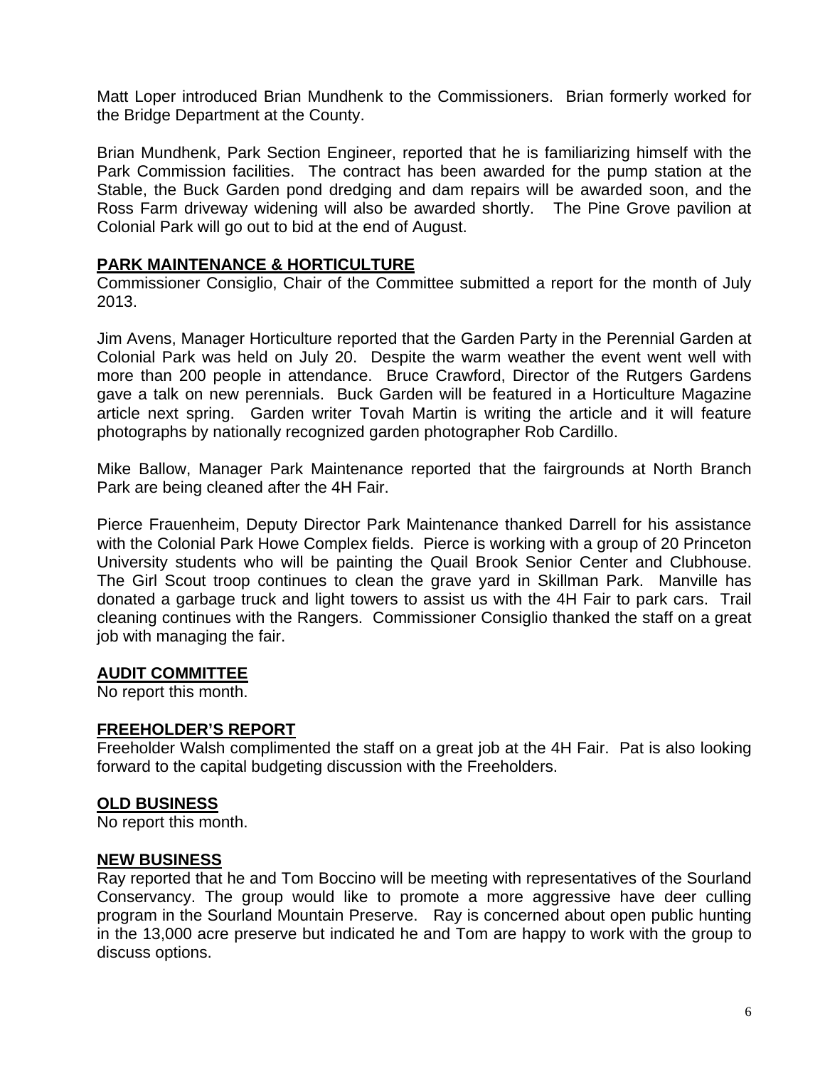Matt Loper introduced Brian Mundhenk to the Commissioners. Brian formerly worked for the Bridge Department at the County.

Brian Mundhenk, Park Section Engineer, reported that he is familiarizing himself with the Park Commission facilities. The contract has been awarded for the pump station at the Stable, the Buck Garden pond dredging and dam repairs will be awarded soon, and the Ross Farm driveway widening will also be awarded shortly. The Pine Grove pavilion at Colonial Park will go out to bid at the end of August.

## PARK MAINTENANCE & HORTICULTURE

Commissioner Consiglio, Chair of the Committee submitted a report for the month of July 2013.

Jim Avens, Manager Horticulture reported that the Garden Party in the Perennial Garden at Colonial Park was held on July 20. Despite the warm weather the event went well with more than 200 people in attendance. Bruce Crawford, Director of the Rutgers Gardens gave a talk on new perennials. Buck Garden will be featured in a Horticulture Magazine article next spring. Garden writer Tovah Martin is writing the article and it will feature photographs by nationally recognized garden photographer Rob Cardillo.

Mike Ballow, Manager Park Maintenance reported that the fairgrounds at North Branch Park are being cleaned after the 4H Fair.

Pierce Frauenheim, Deputy Director Park Maintenance thanked Darrell for his assistance with the Colonial Park Howe Complex fields. Pierce is working with a group of 20 Princeton University students who will be painting the Quail Brook Senior Center and Clubhouse. The Girl Scout troop continues to clean the grave yard in Skillman Park. Manville has donated a garbage truck and light towers to assist us with the 4H Fair to park cars. Trail cleaning continues with the Rangers. Commissioner Consiglio thanked the staff on a great job with managing the fair.

## AUDIT COMMITTEE

No report this month.

## FREEHOLDER'S REPORT

Freeholder Walsh complimented the staff on a great job at the 4H Fair. Pat is also looking forward to the capital budgeting discussion with the Freeholders.

## OLD BUSINESS

No report this month.

## NEW BUSINESS

Ray reported that he and Tom Boccino will be meeting with representatives of the Sourland Conservancy. The group would like to promote a more aggressive have deer culling program in the Sourland Mountain Preserve. Ray is concerned about open public hunting in the 13,000 acre preserve but indicated he and Tom are happy to work with the group to discuss options.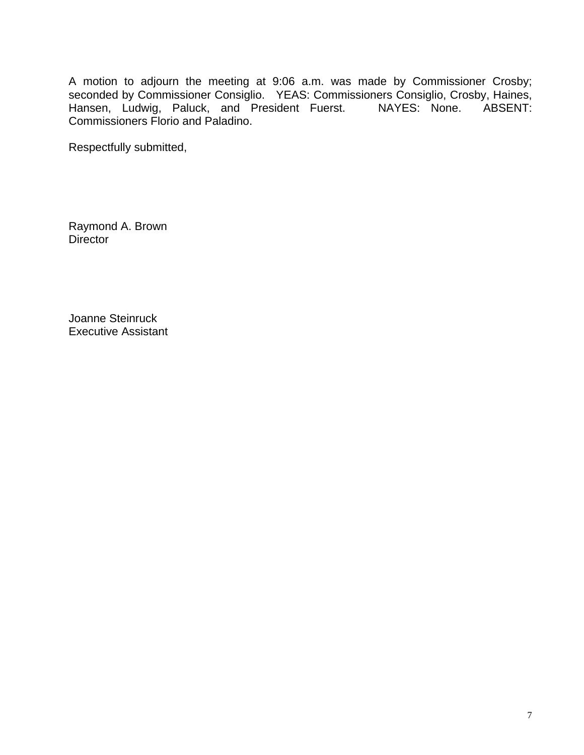A motion to adjourn the meeting at 9:06 a.m. was made by Commissioner Crosby; seconded by Commissioner Consiglio. YEAS: Commissioners Consiglio, Crosby, Haines, Hansen, Ludwig, Paluck, and President Fuerst. NAYES: None. ABSENT: Commissioners Florio and Paladino.

Respectfully submitted,

Raymond A. Brown
Director

Joanne Steinruck
Executive Assistant